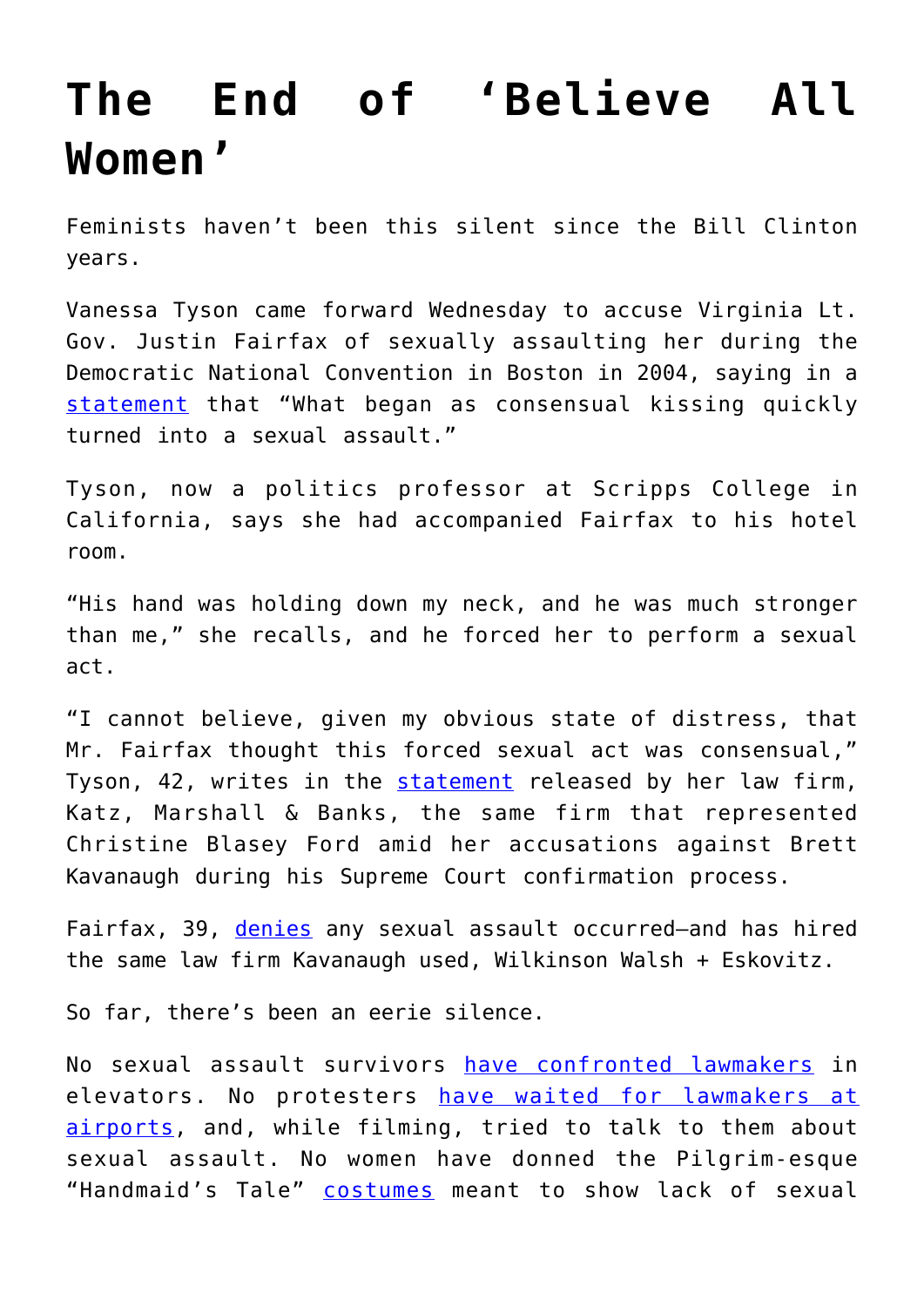# The End of 'Believe All Women'

Feminists haven't been this silent since the Bill Clinton years.

Vanessa Tyson came forward Wednesday to accuse Virginia Lt. Gov. Justin Fairfax of sexually assaulting her during the Democratic National Convention in Boston in 2004, saying in a statement that "What began as consensual kissing quickly turned into a sexual assault."

Tyson, now a politics professor at Scripps College in California, says she had accompanied Fairfax to his hotel room.

"His hand was holding down my neck, and he was much stronger than me," she recalls, and he forced her to perform a sexual act.

"I cannot believe, given my obvious state of distress, that Mr. Fairfax thought this forced sexual act was consensual," Tyson, 42, writes in the statement released by her law firm, Katz, Marshall & Banks, the same firm that represented Christine Blasey Ford amid her accusations against Brett Kavanaugh during his Supreme Court confirmation process.

Fairfax, 39, denies any sexual assault occurred—and has hired the same law firm Kavanaugh used, Wilkinson Walsh + Eskovitz.

So far, there's been an eerie silence.

No sexual assault survivors have confronted lawmakers in elevators. No protesters have waited for lawmakers at airports, and, while filming, tried to talk to them about sexual assault. No women have donned the Pilgrim-esque "Handmaid's Tale" costumes meant to show lack of sexual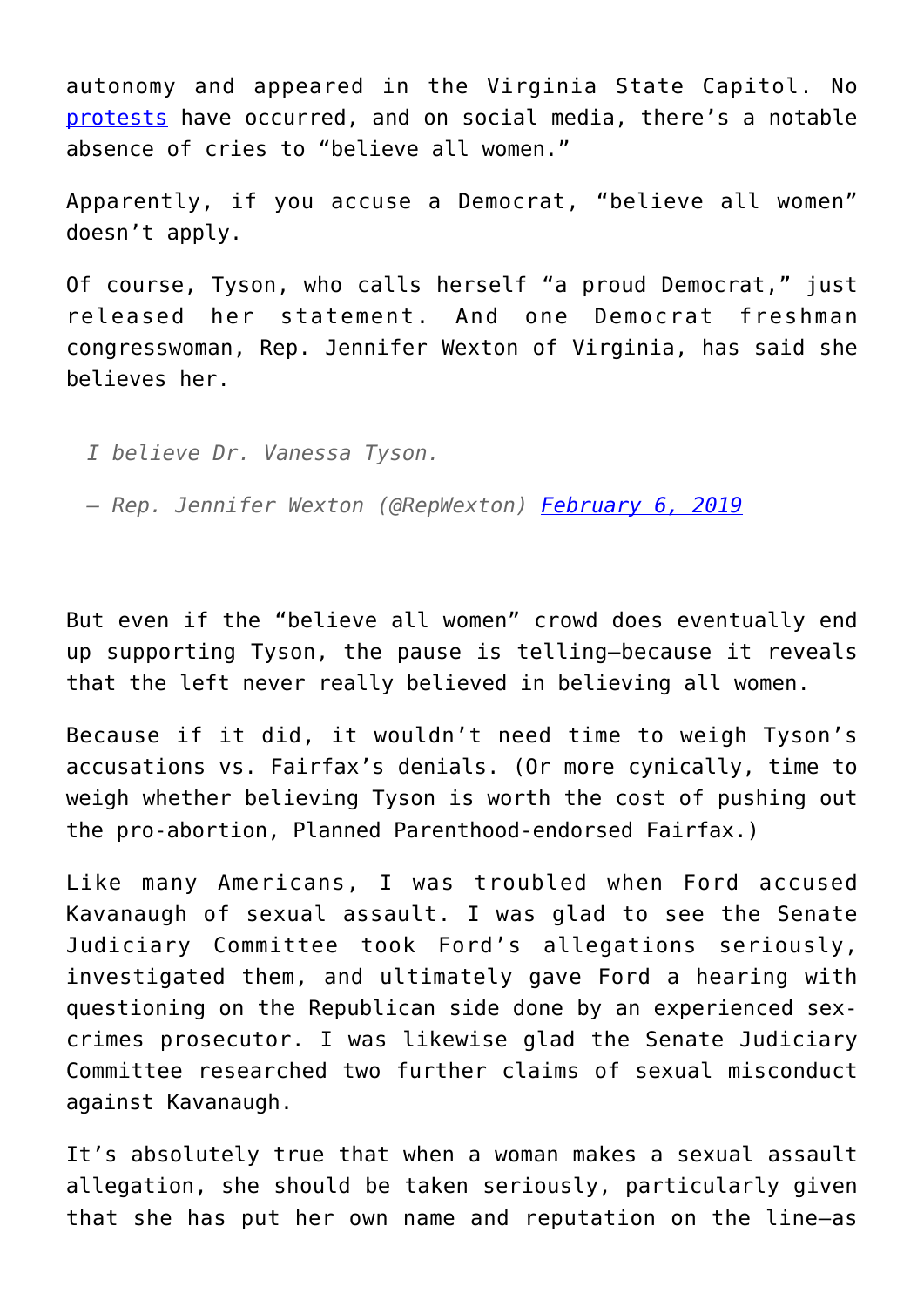autonomy and appeared in the Virginia State Capitol. No protests have occurred, and on social media, there's a notable absence of cries to "believe all women."

Apparently, if you accuse a Democrat, "believe all women" doesn't apply.

Of course, Tyson, who calls herself "a proud Democrat," just released her statement. And one Democrat freshman congresswoman, Rep. Jennifer Wexton of Virginia, has said she believes her.

> *I believe Dr. Vanessa Tyson.*
>
> *— Rep. Jennifer Wexton (@RepWexton) February 6, 2019*

But even if the "believe all women" crowd does eventually end up supporting Tyson, the pause is telling—because it reveals that the left never really believed in believing all women.

Because if it did, it wouldn't need time to weigh Tyson's accusations vs. Fairfax's denials. (Or more cynically, time to weigh whether believing Tyson is worth the cost of pushing out the pro-abortion, Planned Parenthood-endorsed Fairfax.)

Like many Americans, I was troubled when Ford accused Kavanaugh of sexual assault. I was glad to see the Senate Judiciary Committee took Ford's allegations seriously, investigated them, and ultimately gave Ford a hearing with questioning on the Republican side done by an experienced sex-crimes prosecutor. I was likewise glad the Senate Judiciary Committee researched two further claims of sexual misconduct against Kavanaugh.

It's absolutely true that when a woman makes a sexual assault allegation, she should be taken seriously, particularly given that she has put her own name and reputation on the line—as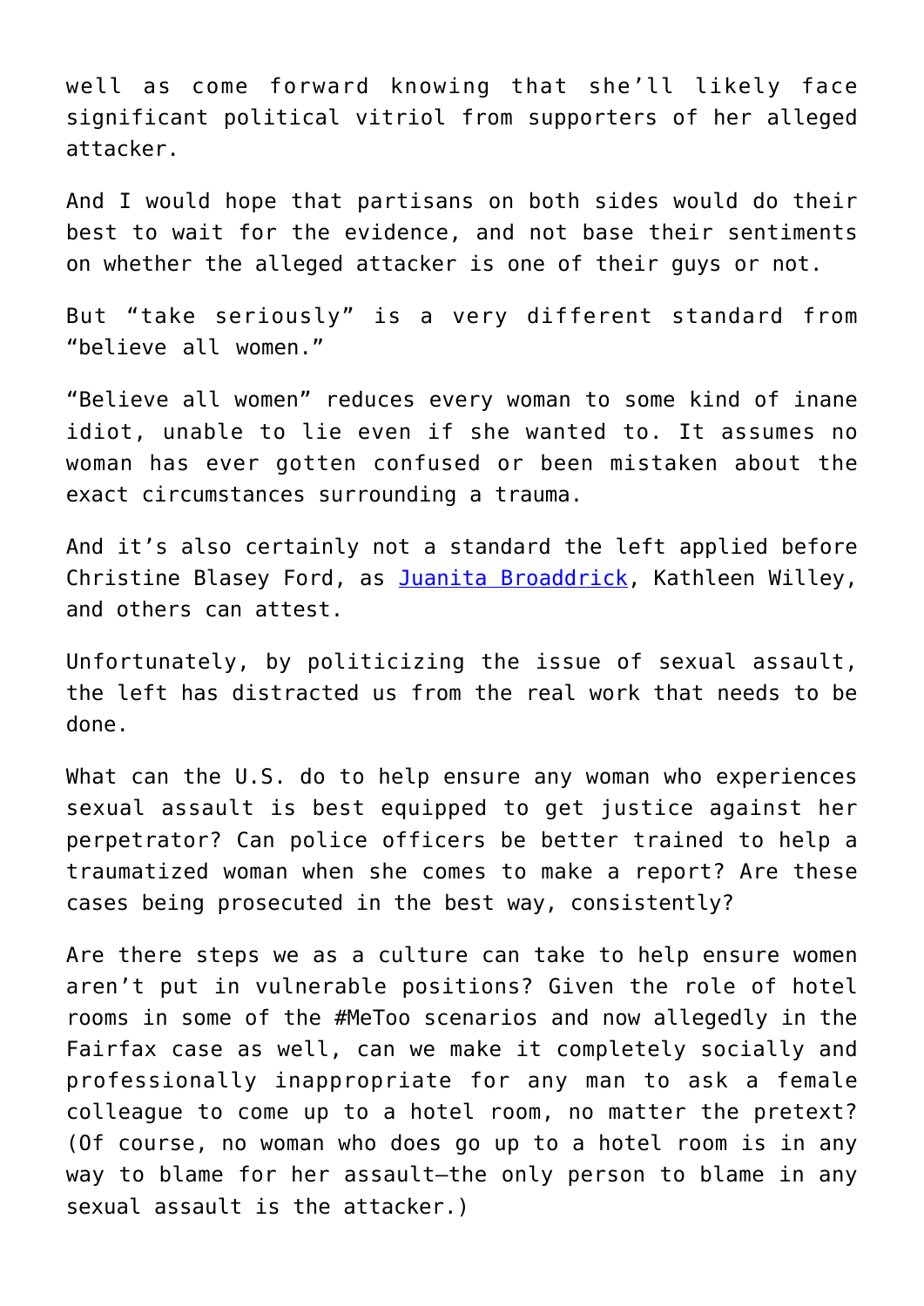well as come forward knowing that she'll likely face significant political vitriol from supporters of her alleged attacker.

And I would hope that partisans on both sides would do their best to wait for the evidence, and not base their sentiments on whether the alleged attacker is one of their guys or not.

But "take seriously" is a very different standard from "believe all women."

"Believe all women" reduces every woman to some kind of inane idiot, unable to lie even if she wanted to. It assumes no woman has ever gotten confused or been mistaken about the exact circumstances surrounding a trauma.

And it's also certainly not a standard the left applied before Christine Blasey Ford, as Juanita Broaddrick, Kathleen Willey, and others can attest.

Unfortunately, by politicizing the issue of sexual assault, the left has distracted us from the real work that needs to be done.

What can the U.S. do to help ensure any woman who experiences sexual assault is best equipped to get justice against her perpetrator? Can police officers be better trained to help a traumatized woman when she comes to make a report? Are these cases being prosecuted in the best way, consistently?

Are there steps we as a culture can take to help ensure women aren't put in vulnerable positions? Given the role of hotel rooms in some of the #MeToo scenarios and now allegedly in the Fairfax case as well, can we make it completely socially and professionally inappropriate for any man to ask a female colleague to come up to a hotel room, no matter the pretext? (Of course, no woman who does go up to a hotel room is in any way to blame for her assault—the only person to blame in any sexual assault is the attacker.)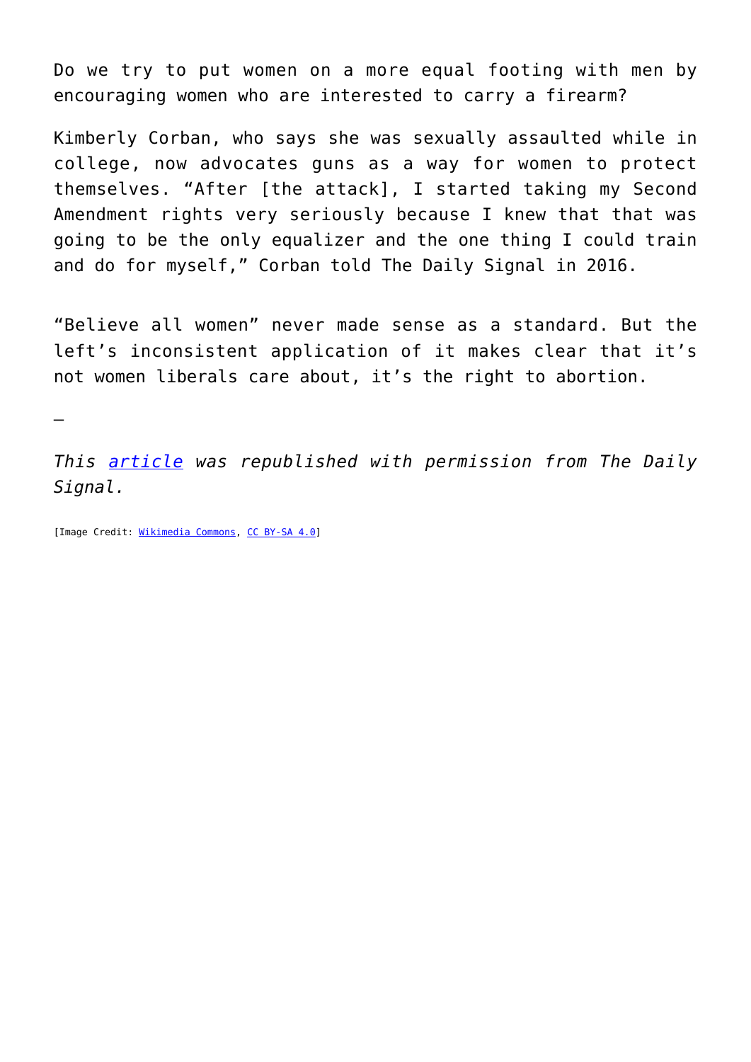Do we try to put women on a more equal footing with men by encouraging women who are interested to carry a firearm?

Kimberly Corban, who says she was sexually assaulted while in college, now advocates guns as a way for women to protect themselves. "After [the attack], I started taking my Second Amendment rights very seriously because I knew that that was going to be the only equalizer and the one thing I could train and do for myself," Corban told The Daily Signal in 2016.

"Believe all women" never made sense as a standard. But the left's inconsistent application of it makes clear that it's not women liberals care about, it's the right to abortion.

—

*This article was republished with permission from The Daily Signal.*

[Image Credit: Wikimedia Commons, CC BY-SA 4.0]